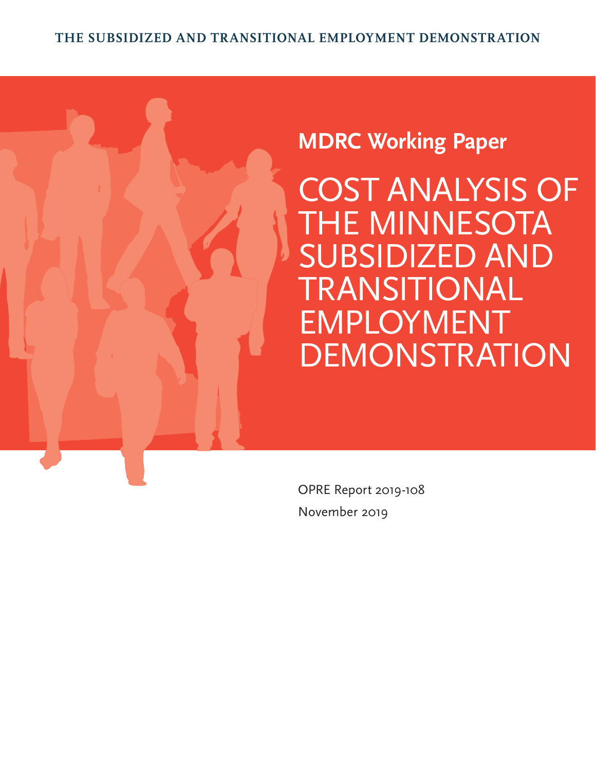THE SUBSIDIZED AND TRANSITIONAL EMPLOYMENT DEMONSTRATION

**MDRC Working Paper**

# COST ANALYSIS OF THE MINNESOTA SUBSIDIZED AND TRANSITIONAL EMPLOYMENT DEMONSTRATION

OPRE Report 2019-108

November 2019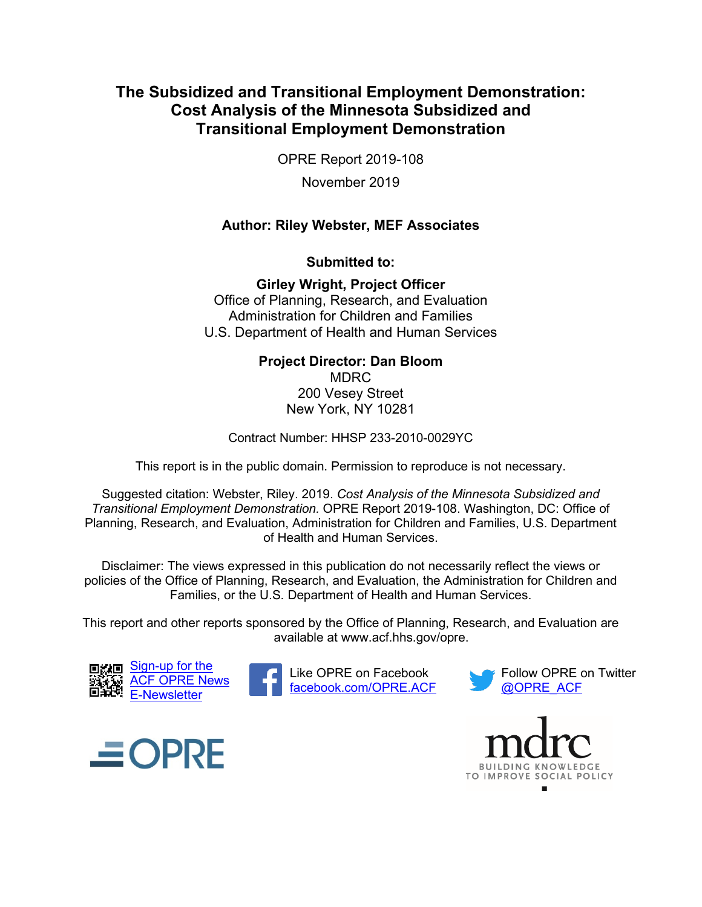# The Subsidized and Transitional Employment Demonstration: Cost Analysis of the Minnesota Subsidized and Transitional Employment Demonstration

OPRE Report 2019-108

November 2019

**Author: Riley Webster, MEF Associates**

**Submitted to:**

**Girley Wright, Project Officer**
Office of Planning, Research, and Evaluation
Administration for Children and Families
U.S. Department of Health and Human Services

**Project Director: Dan Bloom**
MDRC
200 Vesey Street
New York, NY 10281

Contract Number: HHSP 233-2010-0029YC

This report is in the public domain. Permission to reproduce is not necessary.

Suggested citation: Webster, Riley. 2019. *Cost Analysis of the Minnesota Subsidized and Transitional Employment Demonstration.* OPRE Report 2019-108. Washington, DC: Office of Planning, Research, and Evaluation, Administration for Children and Families, U.S. Department of Health and Human Services.

Disclaimer: The views expressed in this publication do not necessarily reflect the views or policies of the Office of Planning, Research, and Evaluation, the Administration for Children and Families, or the U.S. Department of Health and Human Services.

This report and other reports sponsored by the Office of Planning, Research, and Evaluation are available at www.acf.hhs.gov/opre.

Sign-up for the ACF OPRE News E-Newsletter

Like OPRE on Facebook facebook.com/OPRE.ACF

Follow OPRE on Twitter @OPRE_ACF

OPRE

mdrc
BUILDING KNOWLEDGE TO IMPROVE SOCIAL POLICY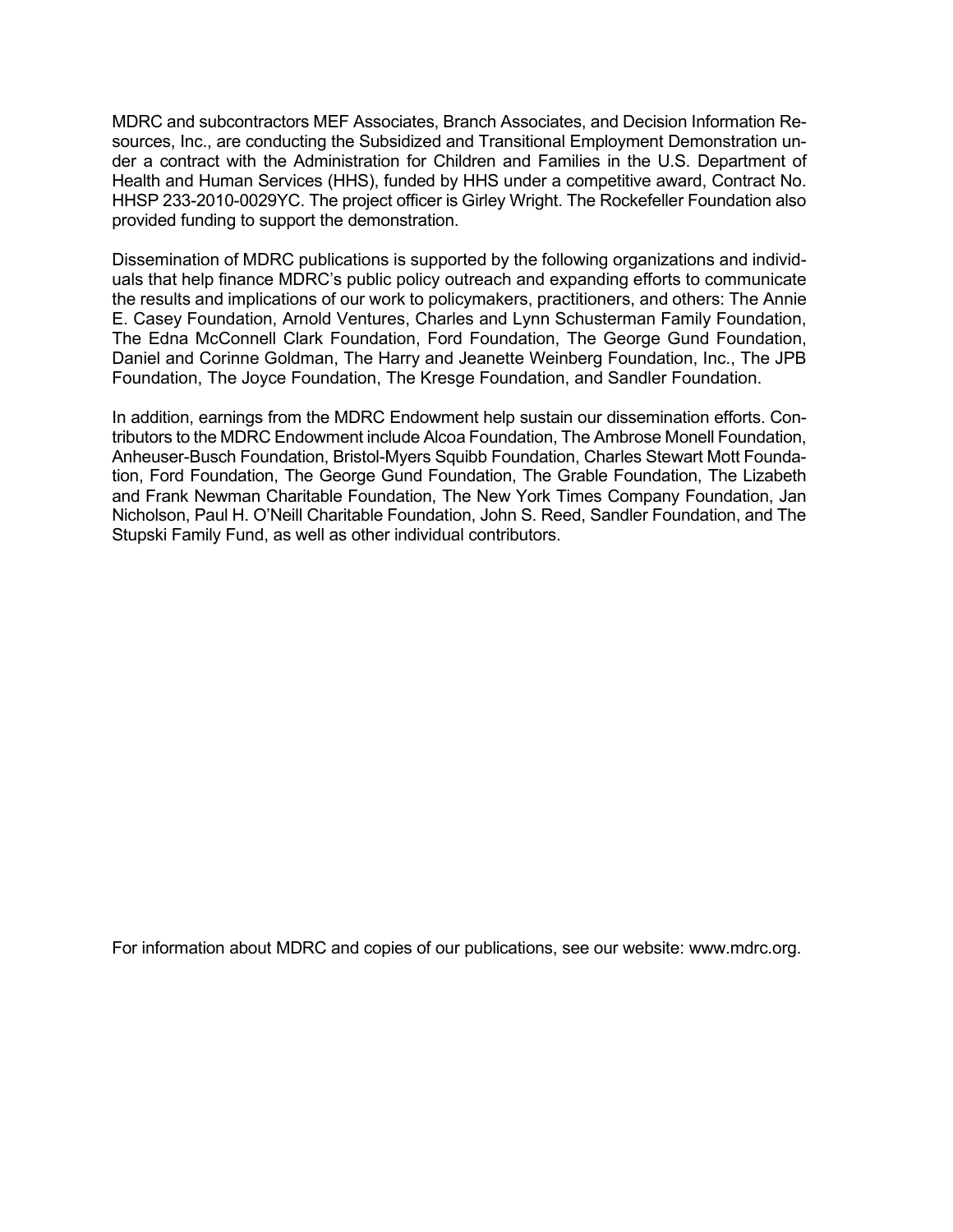MDRC and subcontractors MEF Associates, Branch Associates, and Decision Information Resources, Inc., are conducting the Subsidized and Transitional Employment Demonstration under a contract with the Administration for Children and Families in the U.S. Department of Health and Human Services (HHS), funded by HHS under a competitive award, Contract No. HHSP 233-2010-0029YC. The project officer is Girley Wright. The Rockefeller Foundation also provided funding to support the demonstration.

Dissemination of MDRC publications is supported by the following organizations and individuals that help finance MDRC's public policy outreach and expanding efforts to communicate the results and implications of our work to policymakers, practitioners, and others: The Annie E. Casey Foundation, Arnold Ventures, Charles and Lynn Schusterman Family Foundation, The Edna McConnell Clark Foundation, Ford Foundation, The George Gund Foundation, Daniel and Corinne Goldman, The Harry and Jeanette Weinberg Foundation, Inc., The JPB Foundation, The Joyce Foundation, The Kresge Foundation, and Sandler Foundation.

In addition, earnings from the MDRC Endowment help sustain our dissemination efforts. Contributors to the MDRC Endowment include Alcoa Foundation, The Ambrose Monell Foundation, Anheuser-Busch Foundation, Bristol-Myers Squibb Foundation, Charles Stewart Mott Foundation, Ford Foundation, The George Gund Foundation, The Grable Foundation, The Lizabeth and Frank Newman Charitable Foundation, The New York Times Company Foundation, Jan Nicholson, Paul H. O'Neill Charitable Foundation, John S. Reed, Sandler Foundation, and The Stupski Family Fund, as well as other individual contributors.

For information about MDRC and copies of our publications, see our website: www.mdrc.org.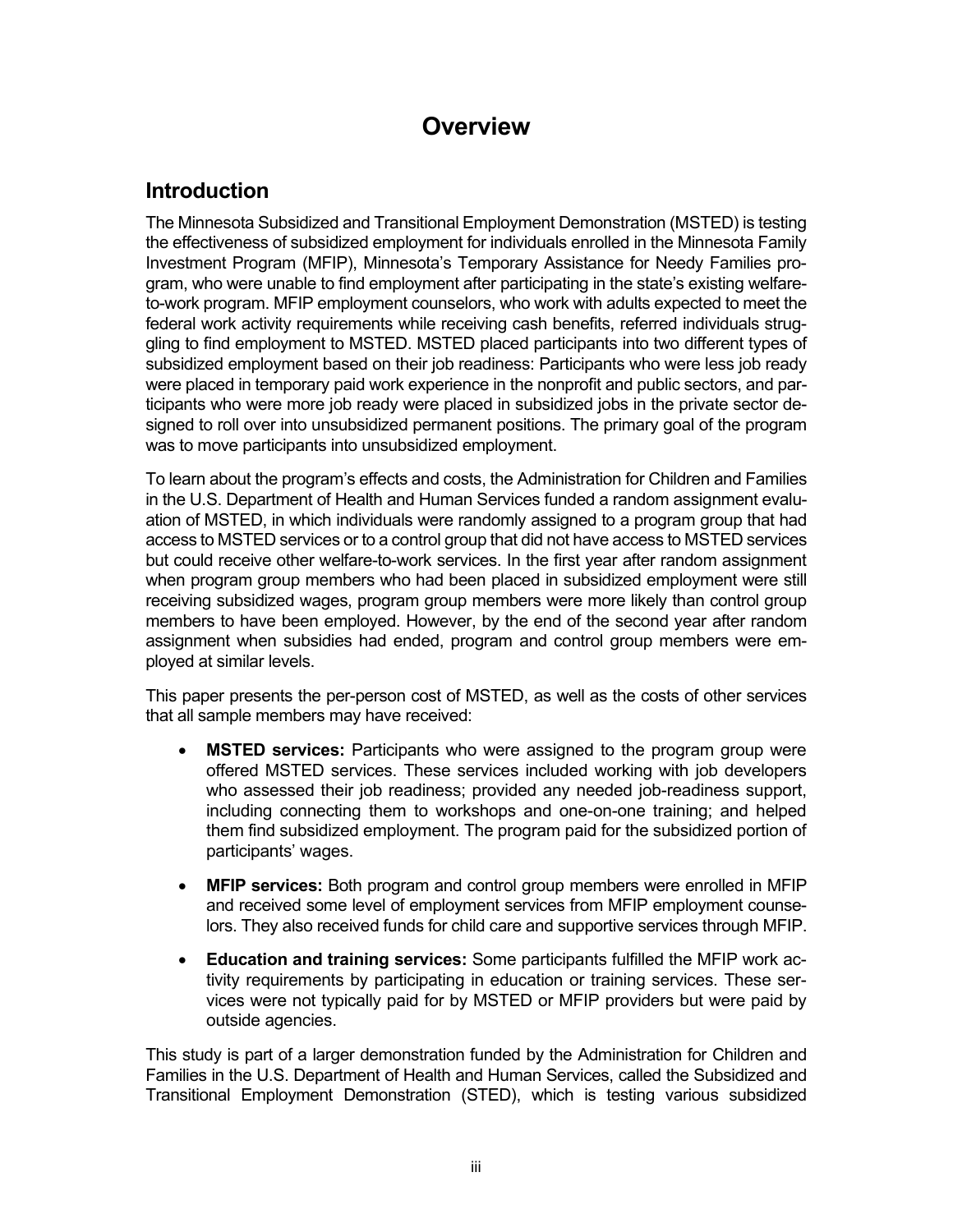# Overview

## Introduction

The Minnesota Subsidized and Transitional Employment Demonstration (MSTED) is testing the effectiveness of subsidized employment for individuals enrolled in the Minnesota Family Investment Program (MFIP), Minnesota's Temporary Assistance for Needy Families program, who were unable to find employment after participating in the state's existing welfare-to-work program. MFIP employment counselors, who work with adults expected to meet the federal work activity requirements while receiving cash benefits, referred individuals struggling to find employment to MSTED. MSTED placed participants into two different types of subsidized employment based on their job readiness: Participants who were less job ready were placed in temporary paid work experience in the nonprofit and public sectors, and participants who were more job ready were placed in subsidized jobs in the private sector designed to roll over into unsubsidized permanent positions. The primary goal of the program was to move participants into unsubsidized employment.

To learn about the program's effects and costs, the Administration for Children and Families in the U.S. Department of Health and Human Services funded a random assignment evaluation of MSTED, in which individuals were randomly assigned to a program group that had access to MSTED services or to a control group that did not have access to MSTED services but could receive other welfare-to-work services. In the first year after random assignment when program group members who had been placed in subsidized employment were still receiving subsidized wages, program group members were more likely than control group members to have been employed. However, by the end of the second year after random assignment when subsidies had ended, program and control group members were employed at similar levels.

This paper presents the per-person cost of MSTED, as well as the costs of other services that all sample members may have received:

- **MSTED services:** Participants who were assigned to the program group were offered MSTED services. These services included working with job developers who assessed their job readiness; provided any needed job-readiness support, including connecting them to workshops and one-on-one training; and helped them find subsidized employment. The program paid for the subsidized portion of participants' wages.
- **MFIP services:** Both program and control group members were enrolled in MFIP and received some level of employment services from MFIP employment counselors. They also received funds for child care and supportive services through MFIP.
- **Education and training services:** Some participants fulfilled the MFIP work activity requirements by participating in education or training services. These services were not typically paid for by MSTED or MFIP providers but were paid by outside agencies.

This study is part of a larger demonstration funded by the Administration for Children and Families in the U.S. Department of Health and Human Services, called the Subsidized and Transitional Employment Demonstration (STED), which is testing various subsidized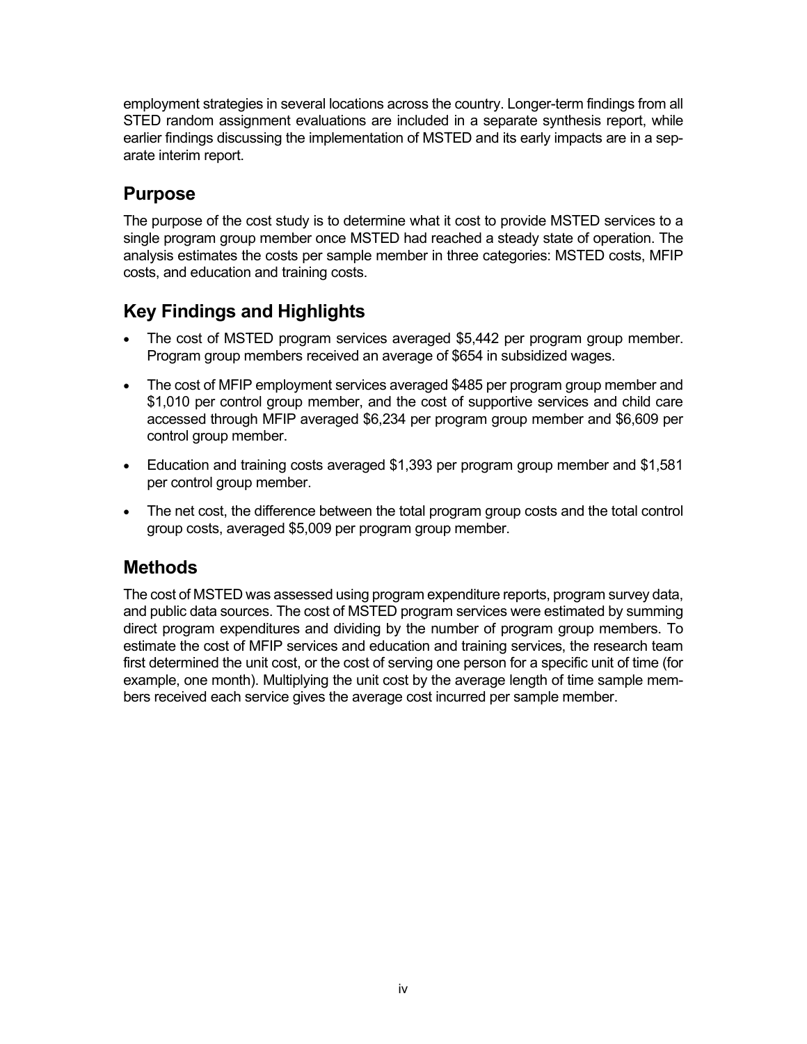employment strategies in several locations across the country. Longer-term findings from all STED random assignment evaluations are included in a separate synthesis report, while earlier findings discussing the implementation of MSTED and its early impacts are in a separate interim report.

## Purpose

The purpose of the cost study is to determine what it cost to provide MSTED services to a single program group member once MSTED had reached a steady state of operation. The analysis estimates the costs per sample member in three categories: MSTED costs, MFIP costs, and education and training costs.

## Key Findings and Highlights

- The cost of MSTED program services averaged $5,442 per program group member. Program group members received an average of $654 in subsidized wages.
- The cost of MFIP employment services averaged $485 per program group member and $1,010 per control group member, and the cost of supportive services and child care accessed through MFIP averaged $6,234 per program group member and $6,609 per control group member.
- Education and training costs averaged $1,393 per program group member and $1,581 per control group member.
- The net cost, the difference between the total program group costs and the total control group costs, averaged $5,009 per program group member.

## Methods

The cost of MSTED was assessed using program expenditure reports, program survey data, and public data sources. The cost of MSTED program services were estimated by summing direct program expenditures and dividing by the number of program group members. To estimate the cost of MFIP services and education and training services, the research team first determined the unit cost, or the cost of serving one person for a specific unit of time (for example, one month). Multiplying the unit cost by the average length of time sample members received each service gives the average cost incurred per sample member.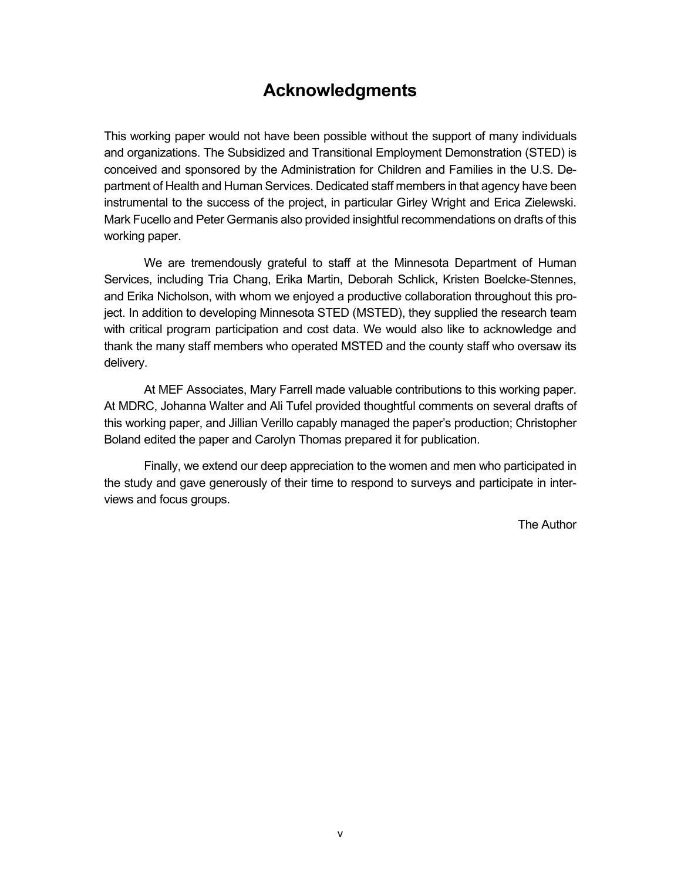# Acknowledgments

This working paper would not have been possible without the support of many individuals and organizations. The Subsidized and Transitional Employment Demonstration (STED) is conceived and sponsored by the Administration for Children and Families in the U.S. Department of Health and Human Services. Dedicated staff members in that agency have been instrumental to the success of the project, in particular Girley Wright and Erica Zielewski. Mark Fucello and Peter Germanis also provided insightful recommendations on drafts of this working paper.

We are tremendously grateful to staff at the Minnesota Department of Human Services, including Tria Chang, Erika Martin, Deborah Schlick, Kristen Boelcke-Stennes, and Erika Nicholson, with whom we enjoyed a productive collaboration throughout this project. In addition to developing Minnesota STED (MSTED), they supplied the research team with critical program participation and cost data. We would also like to acknowledge and thank the many staff members who operated MSTED and the county staff who oversaw its delivery.

At MEF Associates, Mary Farrell made valuable contributions to this working paper. At MDRC, Johanna Walter and Ali Tufel provided thoughtful comments on several drafts of this working paper, and Jillian Verillo capably managed the paper's production; Christopher Boland edited the paper and Carolyn Thomas prepared it for publication.

Finally, we extend our deep appreciation to the women and men who participated in the study and gave generously of their time to respond to surveys and participate in interviews and focus groups.

The Author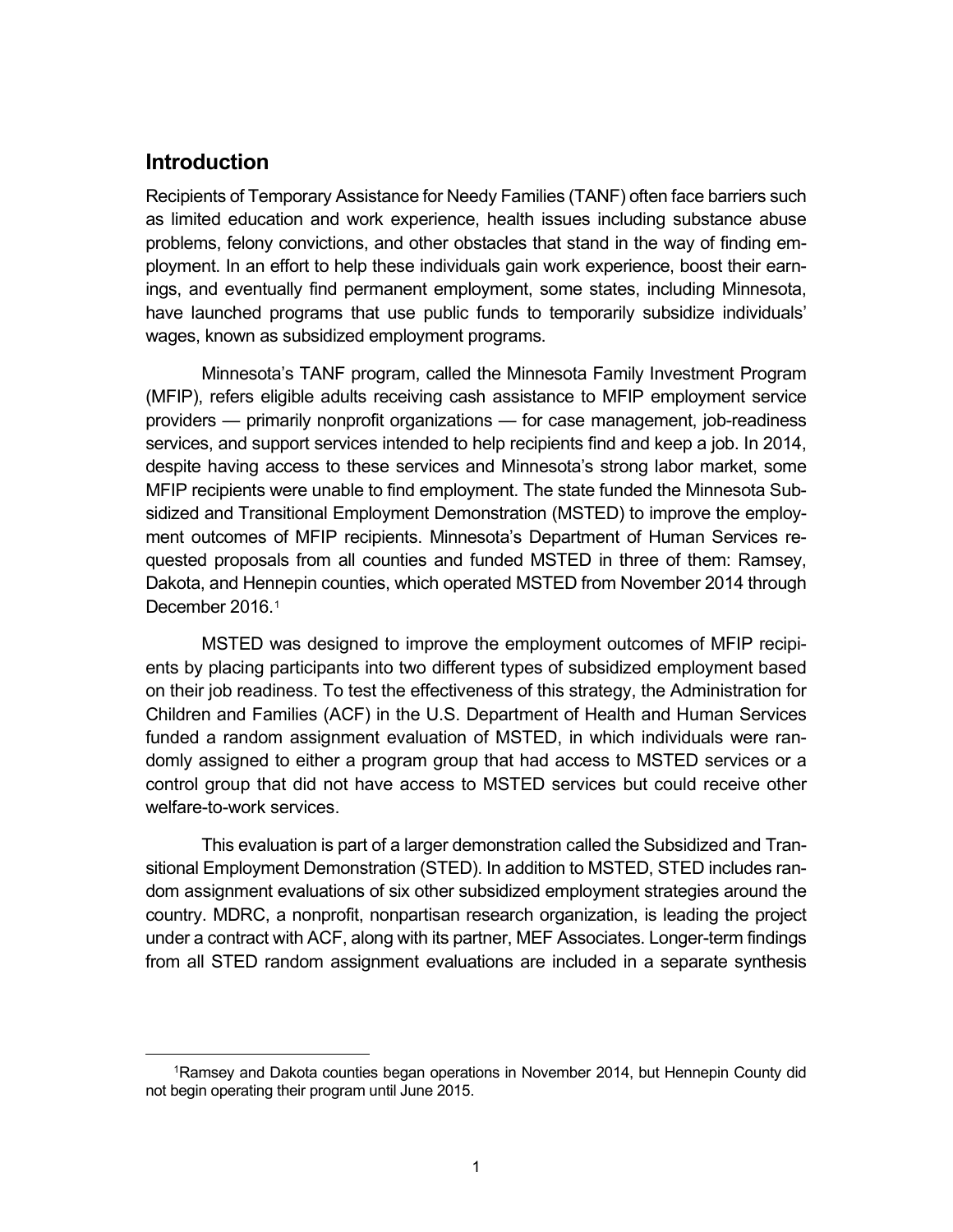## Introduction

Recipients of Temporary Assistance for Needy Families (TANF) often face barriers such as limited education and work experience, health issues including substance abuse problems, felony convictions, and other obstacles that stand in the way of finding employment. In an effort to help these individuals gain work experience, boost their earnings, and eventually find permanent employment, some states, including Minnesota, have launched programs that use public funds to temporarily subsidize individuals' wages, known as subsidized employment programs.

Minnesota's TANF program, called the Minnesota Family Investment Program (MFIP), refers eligible adults receiving cash assistance to MFIP employment service providers — primarily nonprofit organizations — for case management, job-readiness services, and support services intended to help recipients find and keep a job. In 2014, despite having access to these services and Minnesota's strong labor market, some MFIP recipients were unable to find employment. The state funded the Minnesota Subsidized and Transitional Employment Demonstration (MSTED) to improve the employment outcomes of MFIP recipients. Minnesota's Department of Human Services requested proposals from all counties and funded MSTED in three of them: Ramsey, Dakota, and Hennepin counties, which operated MSTED from November 2014 through December 2016.[1]

MSTED was designed to improve the employment outcomes of MFIP recipients by placing participants into two different types of subsidized employment based on their job readiness. To test the effectiveness of this strategy, the Administration for Children and Families (ACF) in the U.S. Department of Health and Human Services funded a random assignment evaluation of MSTED, in which individuals were randomly assigned to either a program group that had access to MSTED services or a control group that did not have access to MSTED services but could receive other welfare-to-work services.

This evaluation is part of a larger demonstration called the Subsidized and Transitional Employment Demonstration (STED). In addition to MSTED, STED includes random assignment evaluations of six other subsidized employment strategies around the country. MDRC, a nonprofit, nonpartisan research organization, is leading the project under a contract with ACF, along with its partner, MEF Associates. Longer-term findings from all STED random assignment evaluations are included in a separate synthesis

[1]Ramsey and Dakota counties began operations in November 2014, but Hennepin County did not begin operating their program until June 2015.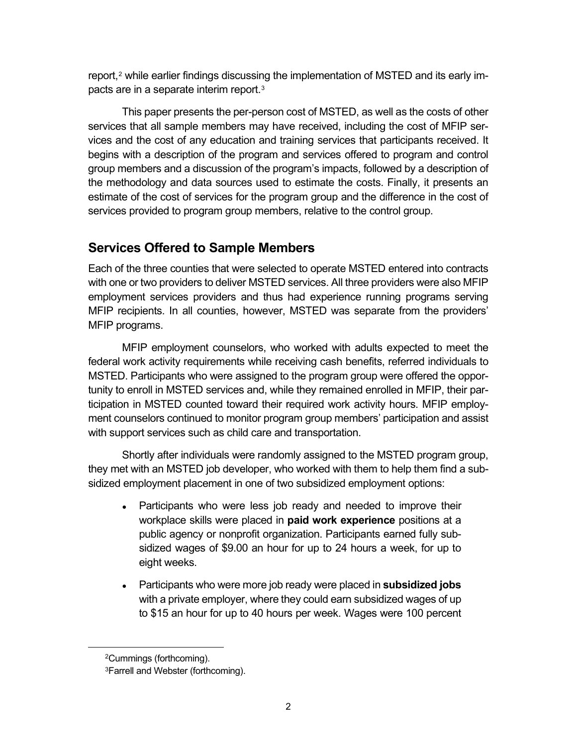report,[2] while earlier findings discussing the implementation of MSTED and its early impacts are in a separate interim report.[3]

This paper presents the per-person cost of MSTED, as well as the costs of other services that all sample members may have received, including the cost of MFIP services and the cost of any education and training services that participants received. It begins with a description of the program and services offered to program and control group members and a discussion of the program's impacts, followed by a description of the methodology and data sources used to estimate the costs. Finally, it presents an estimate of the cost of services for the program group and the difference in the cost of services provided to program group members, relative to the control group.

## Services Offered to Sample Members

Each of the three counties that were selected to operate MSTED entered into contracts with one or two providers to deliver MSTED services. All three providers were also MFIP employment services providers and thus had experience running programs serving MFIP recipients. In all counties, however, MSTED was separate from the providers' MFIP programs.

MFIP employment counselors, who worked with adults expected to meet the federal work activity requirements while receiving cash benefits, referred individuals to MSTED. Participants who were assigned to the program group were offered the opportunity to enroll in MSTED services and, while they remained enrolled in MFIP, their participation in MSTED counted toward their required work activity hours. MFIP employment counselors continued to monitor program group members' participation and assist with support services such as child care and transportation.

Shortly after individuals were randomly assigned to the MSTED program group, they met with an MSTED job developer, who worked with them to help them find a subsidized employment placement in one of two subsidized employment options:

- Participants who were less job ready and needed to improve their workplace skills were placed in **paid work experience** positions at a public agency or nonprofit organization. Participants earned fully subsidized wages of $9.00 an hour for up to 24 hours a week, for up to eight weeks.
- Participants who were more job ready were placed in **subsidized jobs** with a private employer, where they could earn subsidized wages of up to $15 an hour for up to 40 hours per week. Wages were 100 percent

[2] Cummings (forthcoming).

[3] Farrell and Webster (forthcoming).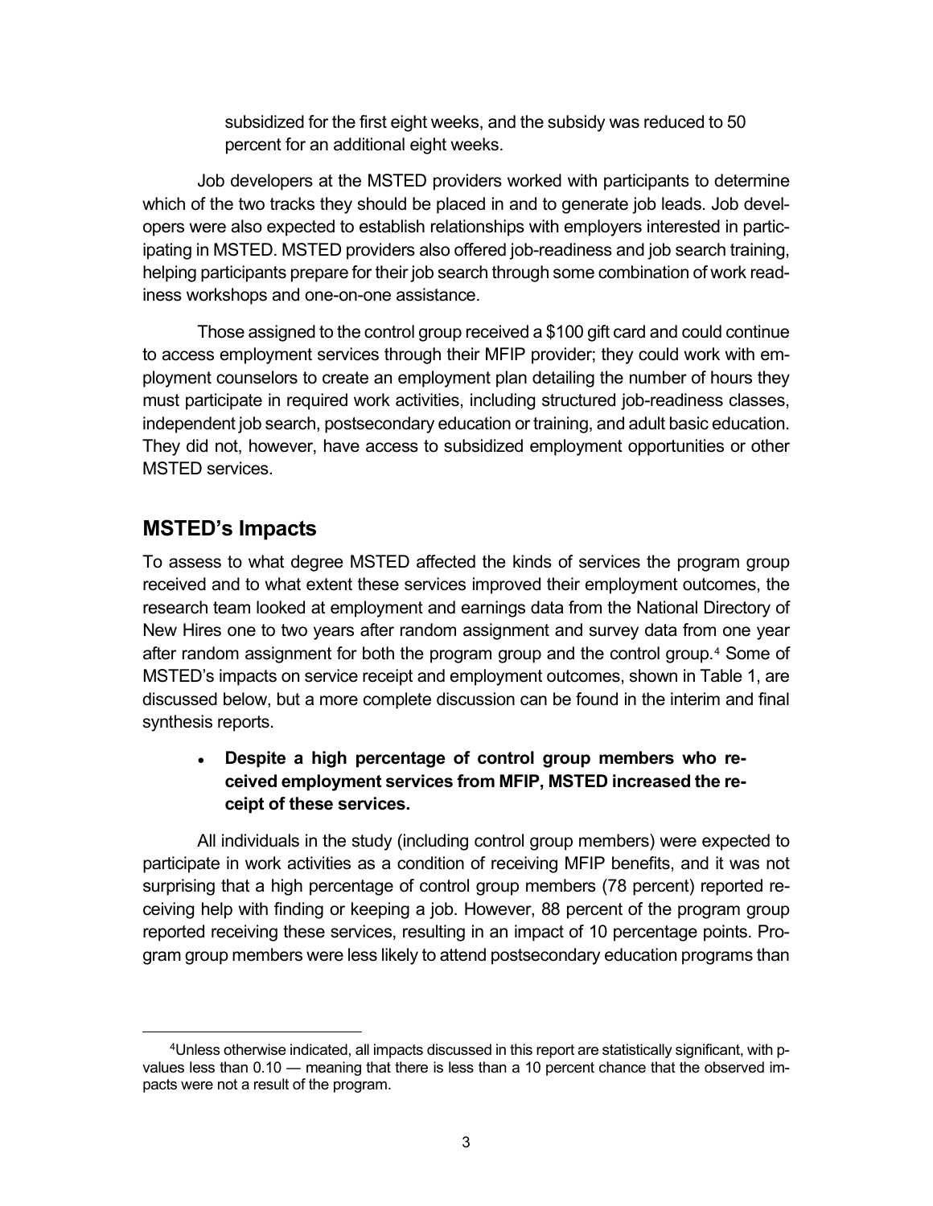subsidized for the first eight weeks, and the subsidy was reduced to 50 percent for an additional eight weeks.

Job developers at the MSTED providers worked with participants to determine which of the two tracks they should be placed in and to generate job leads. Job developers were also expected to establish relationships with employers interested in participating in MSTED. MSTED providers also offered job-readiness and job search training, helping participants prepare for their job search through some combination of work readiness workshops and one-on-one assistance.

Those assigned to the control group received a $100 gift card and could continue to access employment services through their MFIP provider; they could work with employment counselors to create an employment plan detailing the number of hours they must participate in required work activities, including structured job-readiness classes, independent job search, postsecondary education or training, and adult basic education. They did not, however, have access to subsidized employment opportunities or other MSTED services.

## MSTED's Impacts

To assess to what degree MSTED affected the kinds of services the program group received and to what extent these services improved their employment outcomes, the research team looked at employment and earnings data from the National Directory of New Hires one to two years after random assignment and survey data from one year after random assignment for both the program group and the control group.[4] Some of MSTED's impacts on service receipt and employment outcomes, shown in Table 1, are discussed below, but a more complete discussion can be found in the interim and final synthesis reports.

- **Despite a high percentage of control group members who received employment services from MFIP, MSTED increased the receipt of these services.**

All individuals in the study (including control group members) were expected to participate in work activities as a condition of receiving MFIP benefits, and it was not surprising that a high percentage of control group members (78 percent) reported receiving help with finding or keeping a job. However, 88 percent of the program group reported receiving these services, resulting in an impact of 10 percentage points. Program group members were less likely to attend postsecondary education programs than

[4]Unless otherwise indicated, all impacts discussed in this report are statistically significant, with p-values less than 0.10 — meaning that there is less than a 10 percent chance that the observed impacts were not a result of the program.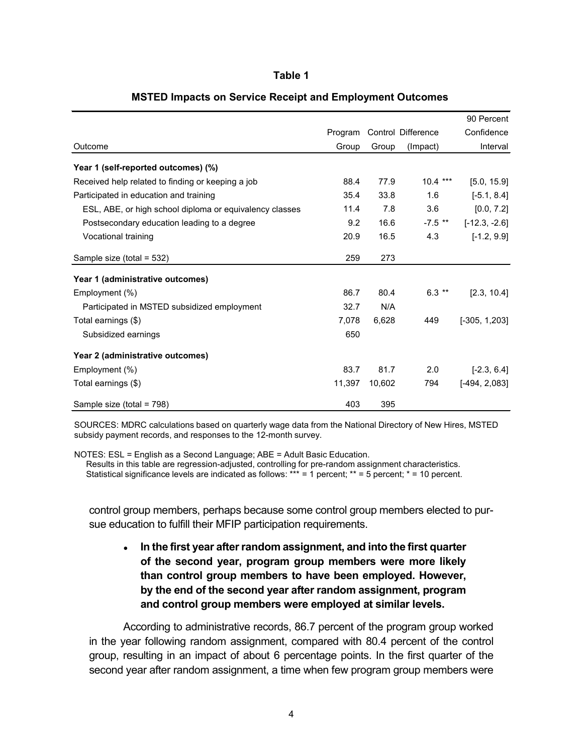**Table 1**

**MSTED Impacts on Service Receipt and Employment Outcomes**

| Outcome | Program Group | Control Group | Difference (Impact) | 90 Percent Confidence Interval |
|---|---|---|---|---|
| **Year 1 (self-reported outcomes) (%)** | | | | |
| Received help related to finding or keeping a job | 88.4 | 77.9 | 10.4 *** | [5.0, 15.9] |
| Participated in education and training | 35.4 | 33.8 | 1.6 | [-5.1, 8.4] |
| ESL, ABE, or high school diploma or equivalency classes | 11.4 | 7.8 | 3.6 | [0.0, 7.2] |
| Postsecondary education leading to a degree | 9.2 | 16.6 | -7.5 ** | [-12.3, -2.6] |
| Vocational training | 20.9 | 16.5 | 4.3 | [-1.2, 9.9] |
| Sample size (total = 532) | 259 | 273 | | |
| **Year 1 (administrative outcomes)** | | | | |
| Employment (%) | 86.7 | 80.4 | 6.3 ** | [2.3, 10.4] |
| Participated in MSTED subsidized employment | 32.7 | N/A | | |
| Total earnings ($) | 7,078 | 6,628 | 449 | [-305, 1,203] |
| Subsidized earnings | 650 | | | |
| **Year 2 (administrative outcomes)** | | | | |
| Employment (%) | 83.7 | 81.7 | 2.0 | [-2.3, 6.4] |
| Total earnings ($) | 11,397 | 10,602 | 794 | [-494, 2,083] |
| Sample size (total = 798) | 403 | 395 | | |

SOURCES: MDRC calculations based on quarterly wage data from the National Directory of New Hires, MSTED subsidy payment records, and responses to the 12-month survey.

NOTES: ESL = English as a Second Language; ABE = Adult Basic Education.
Results in this table are regression-adjusted, controlling for pre-random assignment characteristics.
Statistical significance levels are indicated as follows: *** = 1 percent; ** = 5 percent; * = 10 percent.

control group members, perhaps because some control group members elected to pursue education to fulfill their MFIP participation requirements.

- **In the first year after random assignment, and into the first quarter of the second year, program group members were more likely than control group members to have been employed. However, by the end of the second year after random assignment, program and control group members were employed at similar levels.**

According to administrative records, 86.7 percent of the program group worked in the year following random assignment, compared with 80.4 percent of the control group, resulting in an impact of about 6 percentage points. In the first quarter of the second year after random assignment, a time when few program group members were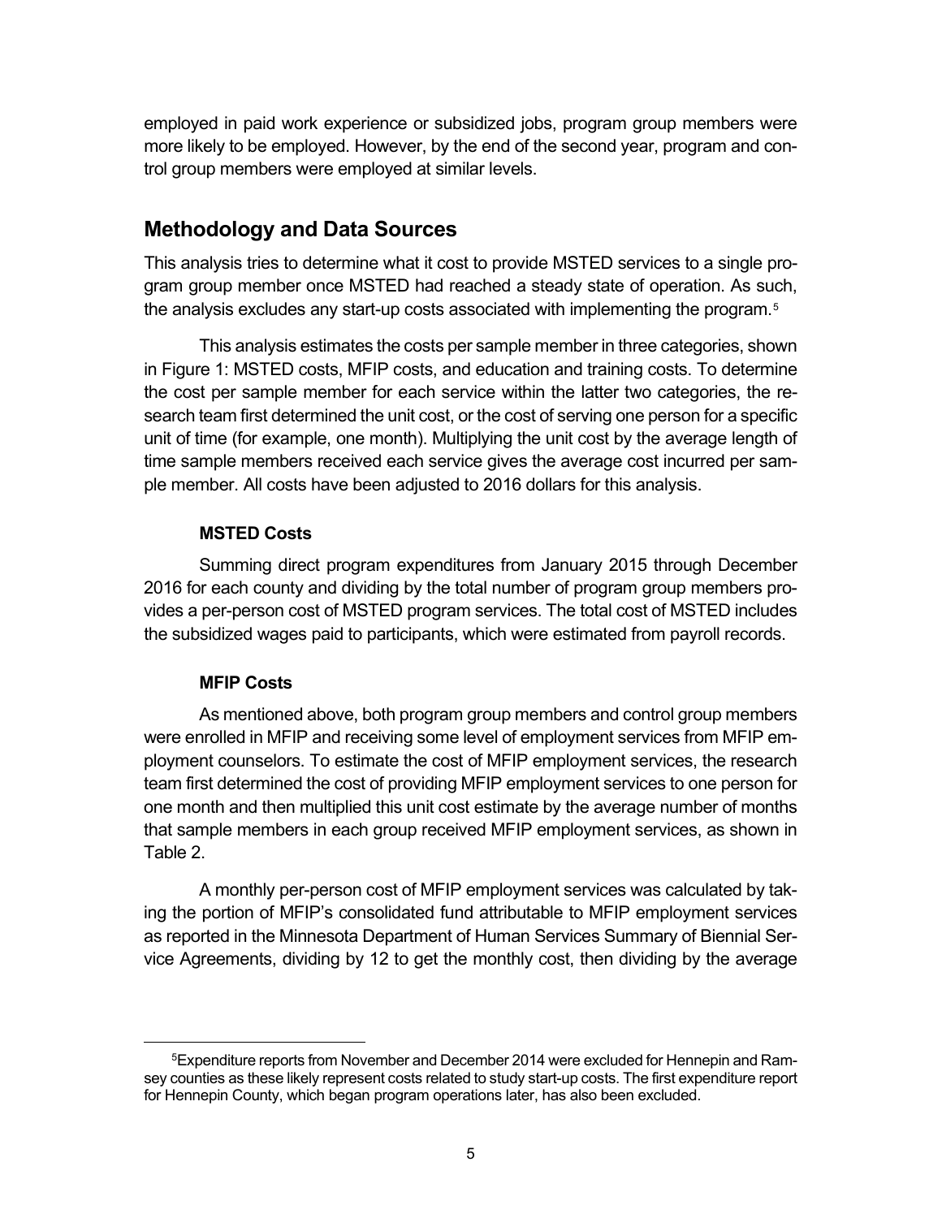employed in paid work experience or subsidized jobs, program group members were more likely to be employed. However, by the end of the second year, program and control group members were employed at similar levels.

## Methodology and Data Sources

This analysis tries to determine what it cost to provide MSTED services to a single program group member once MSTED had reached a steady state of operation. As such, the analysis excludes any start-up costs associated with implementing the program.[5]

This analysis estimates the costs per sample member in three categories, shown in Figure 1: MSTED costs, MFIP costs, and education and training costs. To determine the cost per sample member for each service within the latter two categories, the research team first determined the unit cost, or the cost of serving one person for a specific unit of time (for example, one month). Multiplying the unit cost by the average length of time sample members received each service gives the average cost incurred per sample member. All costs have been adjusted to 2016 dollars for this analysis.

### MSTED Costs

Summing direct program expenditures from January 2015 through December 2016 for each county and dividing by the total number of program group members provides a per-person cost of MSTED program services. The total cost of MSTED includes the subsidized wages paid to participants, which were estimated from payroll records.

### MFIP Costs

As mentioned above, both program group members and control group members were enrolled in MFIP and receiving some level of employment services from MFIP employment counselors. To estimate the cost of MFIP employment services, the research team first determined the cost of providing MFIP employment services to one person for one month and then multiplied this unit cost estimate by the average number of months that sample members in each group received MFIP employment services, as shown in Table 2.

A monthly per-person cost of MFIP employment services was calculated by taking the portion of MFIP's consolidated fund attributable to MFIP employment services as reported in the Minnesota Department of Human Services Summary of Biennial Service Agreements, dividing by 12 to get the monthly cost, then dividing by the average

---

[5]Expenditure reports from November and December 2014 were excluded for Hennepin and Ramsey counties as these likely represent costs related to study start-up costs. The first expenditure report for Hennepin County, which began program operations later, has also been excluded.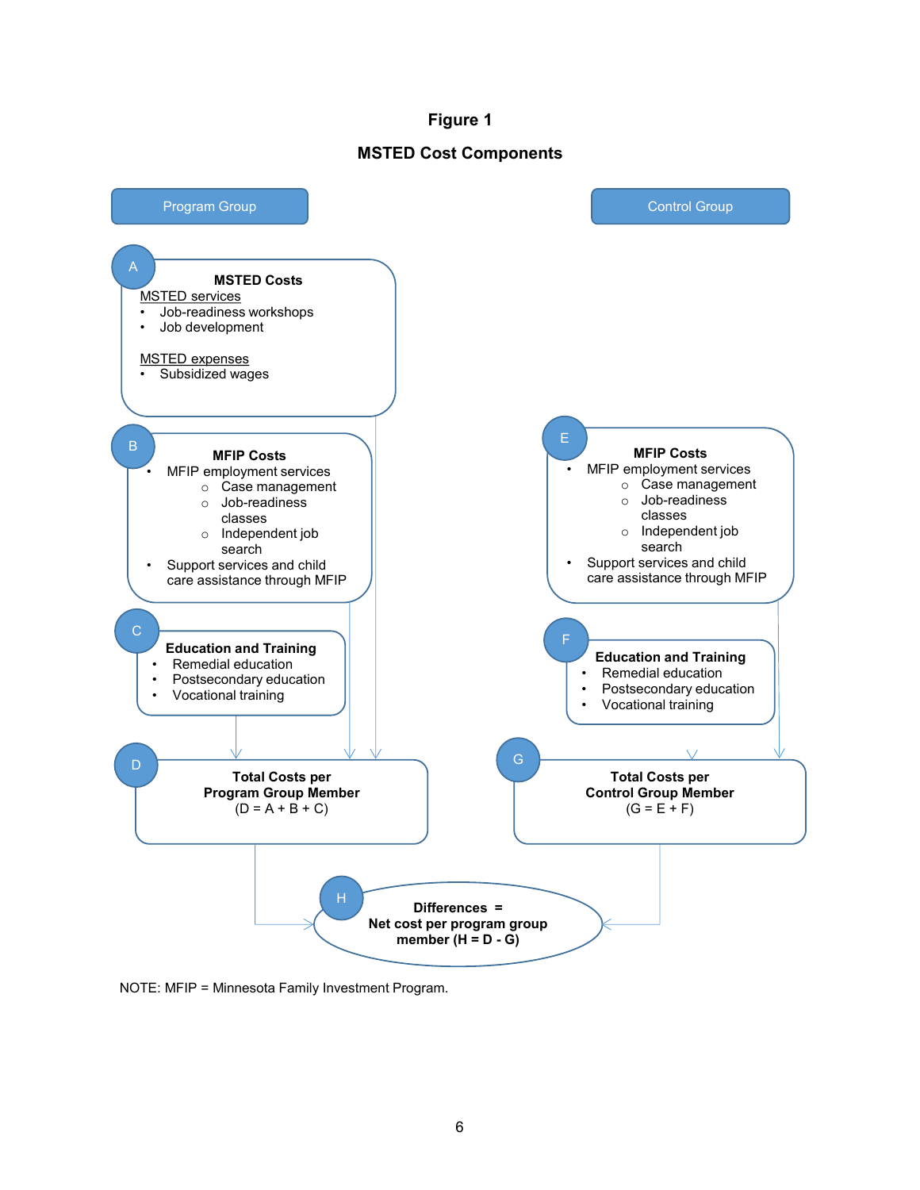**Figure 1**

**MSTED Cost Components**

Program Group

Control Group

A

**MSTED Costs**

MSTED services

- Job-readiness workshops
- Job development

MSTED expenses

- Subsidized wages

B

**MFIP Costs**

- MFIP employment services
  - Case management
  - Job-readiness classes
  - Independent job search
- Support services and child care assistance through MFIP

C

**Education and Training**

- Remedial education
- Postsecondary education
- Vocational training

D

**Total Costs per Program Group Member**
(D = A + B + C)

E

**MFIP Costs**

- MFIP employment services
  - Case management
  - Job-readiness classes
  - Independent job search
- Support services and child care assistance through MFIP

F

**Education and Training**

- Remedial education
- Postsecondary education
- Vocational training

G

**Total Costs per Control Group Member**
(G = E + F)

H

**Differences = Net cost per program group member (H = D - G)**

NOTE: MFIP = Minnesota Family Investment Program.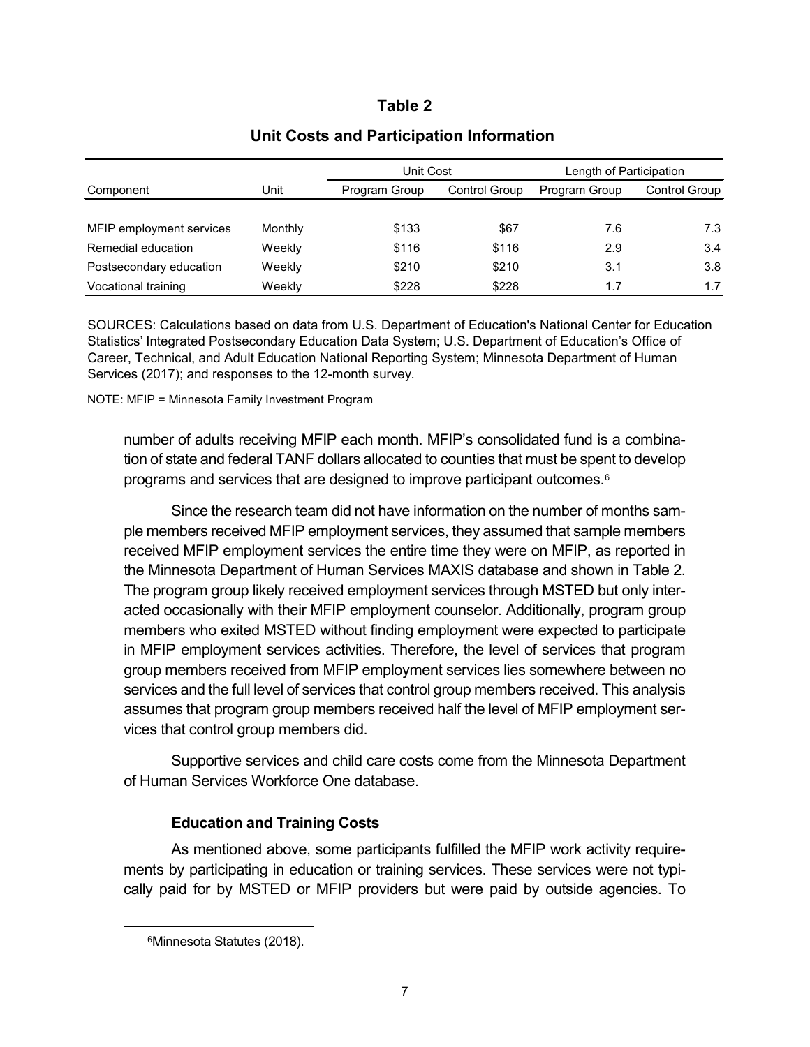**Table 2**

**Unit Costs and Participation Information**

| Component | Unit | Unit Cost | | Length of Participation | |
|---|---|---|---|---|---|
| | | Program Group | Control Group | Program Group | Control Group |
| MFIP employment services | Monthly | $133 | $67 | 7.6 | 7.3 |
| Remedial education | Weekly | $116 | $116 | 2.9 | 3.4 |
| Postsecondary education | Weekly | $210 | $210 | 3.1 | 3.8 |
| Vocational training | Weekly | $228 | $228 | 1.7 | 1.7 |

SOURCES: Calculations based on data from U.S. Department of Education's National Center for Education Statistics' Integrated Postsecondary Education Data System; U.S. Department of Education's Office of Career, Technical, and Adult Education National Reporting System; Minnesota Department of Human Services (2017); and responses to the 12-month survey.

NOTE: MFIP = Minnesota Family Investment Program

number of adults receiving MFIP each month. MFIP's consolidated fund is a combination of state and federal TANF dollars allocated to counties that must be spent to develop programs and services that are designed to improve participant outcomes.[6]

Since the research team did not have information on the number of months sample members received MFIP employment services, they assumed that sample members received MFIP employment services the entire time they were on MFIP, as reported in the Minnesota Department of Human Services MAXIS database and shown in Table 2. The program group likely received employment services through MSTED but only interacted occasionally with their MFIP employment counselor. Additionally, program group members who exited MSTED without finding employment were expected to participate in MFIP employment services activities. Therefore, the level of services that program group members received from MFIP employment services lies somewhere between no services and the full level of services that control group members received. This analysis assumes that program group members received half the level of MFIP employment services that control group members did.

Supportive services and child care costs come from the Minnesota Department of Human Services Workforce One database.

### Education and Training Costs

As mentioned above, some participants fulfilled the MFIP work activity requirements by participating in education or training services. These services were not typically paid for by MSTED or MFIP providers but were paid by outside agencies. To

[6]Minnesota Statutes (2018).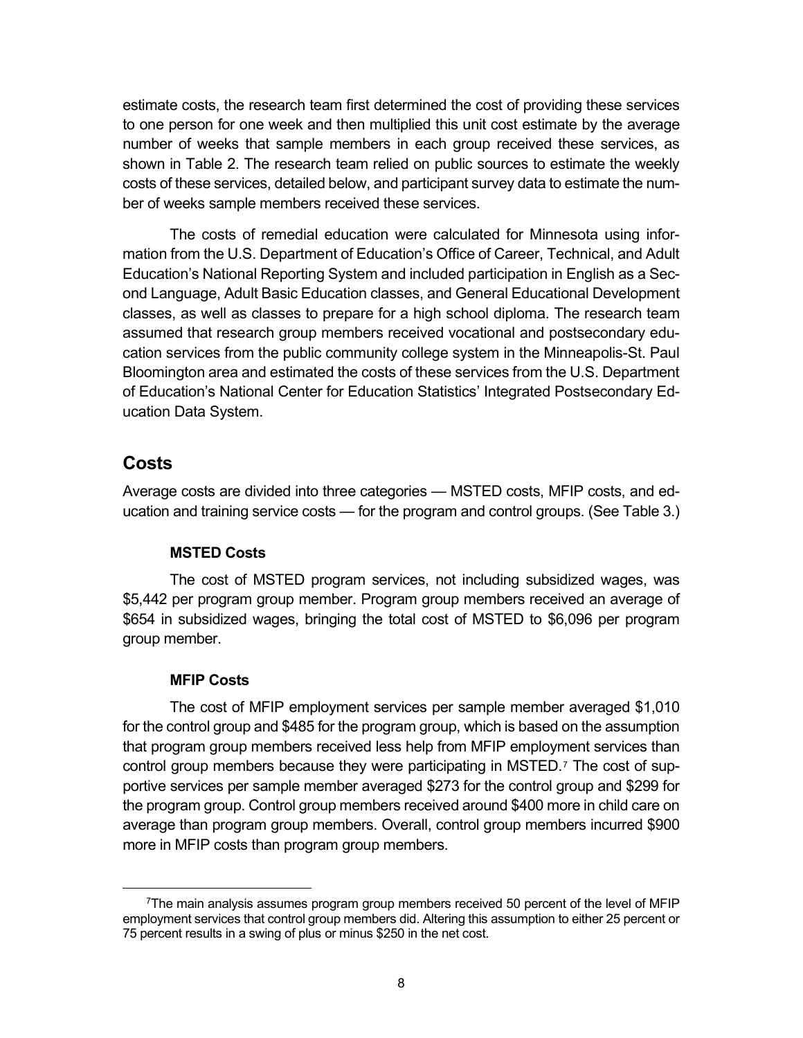estimate costs, the research team first determined the cost of providing these services to one person for one week and then multiplied this unit cost estimate by the average number of weeks that sample members in each group received these services, as shown in Table 2. The research team relied on public sources to estimate the weekly costs of these services, detailed below, and participant survey data to estimate the number of weeks sample members received these services.

The costs of remedial education were calculated for Minnesota using information from the U.S. Department of Education's Office of Career, Technical, and Adult Education's National Reporting System and included participation in English as a Second Language, Adult Basic Education classes, and General Educational Development classes, as well as classes to prepare for a high school diploma. The research team assumed that research group members received vocational and postsecondary education services from the public community college system in the Minneapolis-St. Paul Bloomington area and estimated the costs of these services from the U.S. Department of Education's National Center for Education Statistics' Integrated Postsecondary Education Data System.

## Costs

Average costs are divided into three categories — MSTED costs, MFIP costs, and education and training service costs — for the program and control groups. (See Table 3.)

### MSTED Costs

The cost of MSTED program services, not including subsidized wages, was $5,442 per program group member. Program group members received an average of $654 in subsidized wages, bringing the total cost of MSTED to $6,096 per program group member.

### MFIP Costs

The cost of MFIP employment services per sample member averaged $1,010 for the control group and $485 for the program group, which is based on the assumption that program group members received less help from MFIP employment services than control group members because they were participating in MSTED.[7] The cost of supportive services per sample member averaged $273 for the control group and $299 for the program group. Control group members received around $400 more in child care on average than program group members. Overall, control group members incurred $900 more in MFIP costs than program group members.

[7]The main analysis assumes program group members received 50 percent of the level of MFIP employment services that control group members did. Altering this assumption to either 25 percent or 75 percent results in a swing of plus or minus $250 in the net cost.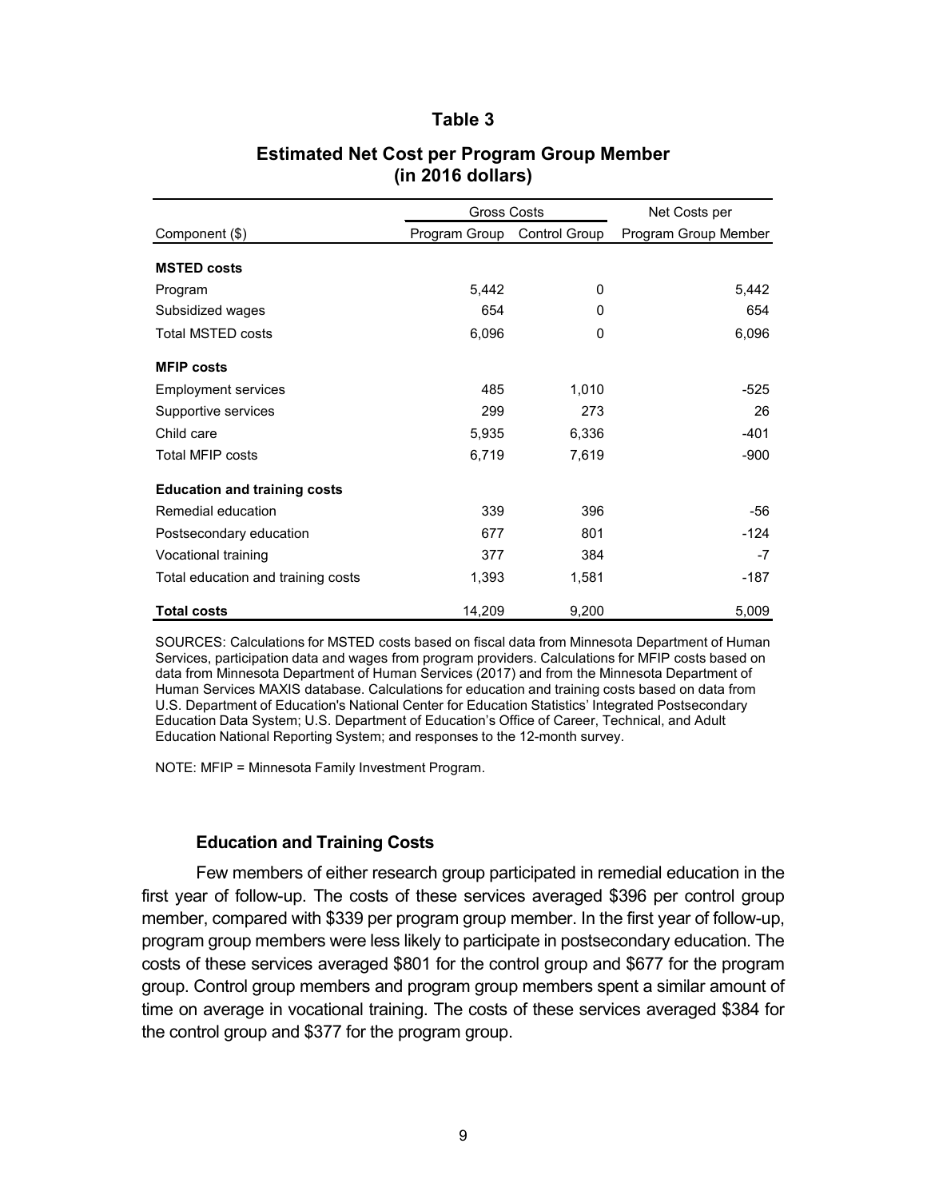**Table 3**

**Estimated Net Cost per Program Group Member (in 2016 dollars)**

| | Gross Costs | | Net Costs per |
|---|---|---|---|
| Component ($) | Program Group | Control Group | Program Group Member |
| **MSTED costs** | | | |
| Program | 5,442 | 0 | 5,442 |
| Subsidized wages | 654 | 0 | 654 |
| Total MSTED costs | 6,096 | 0 | 6,096 |
| **MFIP costs** | | | |
| Employment services | 485 | 1,010 | -525 |
| Supportive services | 299 | 273 | 26 |
| Child care | 5,935 | 6,336 | -401 |
| Total MFIP costs | 6,719 | 7,619 | -900 |
| **Education and training costs** | | | |
| Remedial education | 339 | 396 | -56 |
| Postsecondary education | 677 | 801 | -124 |
| Vocational training | 377 | 384 | -7 |
| Total education and training costs | 1,393 | 1,581 | -187 |
| **Total costs** | 14,209 | 9,200 | 5,009 |

SOURCES: Calculations for MSTED costs based on fiscal data from Minnesota Department of Human Services, participation data and wages from program providers. Calculations for MFIP costs based on data from Minnesota Department of Human Services (2017) and from the Minnesota Department of Human Services MAXIS database. Calculations for education and training costs based on data from U.S. Department of Education's National Center for Education Statistics' Integrated Postsecondary Education Data System; U.S. Department of Education's Office of Career, Technical, and Adult Education National Reporting System; and responses to the 12-month survey.

NOTE: MFIP = Minnesota Family Investment Program.

### Education and Training Costs

Few members of either research group participated in remedial education in the first year of follow-up. The costs of these services averaged $396 per control group member, compared with $339 per program group member. In the first year of follow-up, program group members were less likely to participate in postsecondary education. The costs of these services averaged $801 for the control group and $677 for the program group. Control group members and program group members spent a similar amount of time on average in vocational training. The costs of these services averaged $384 for the control group and $377 for the program group.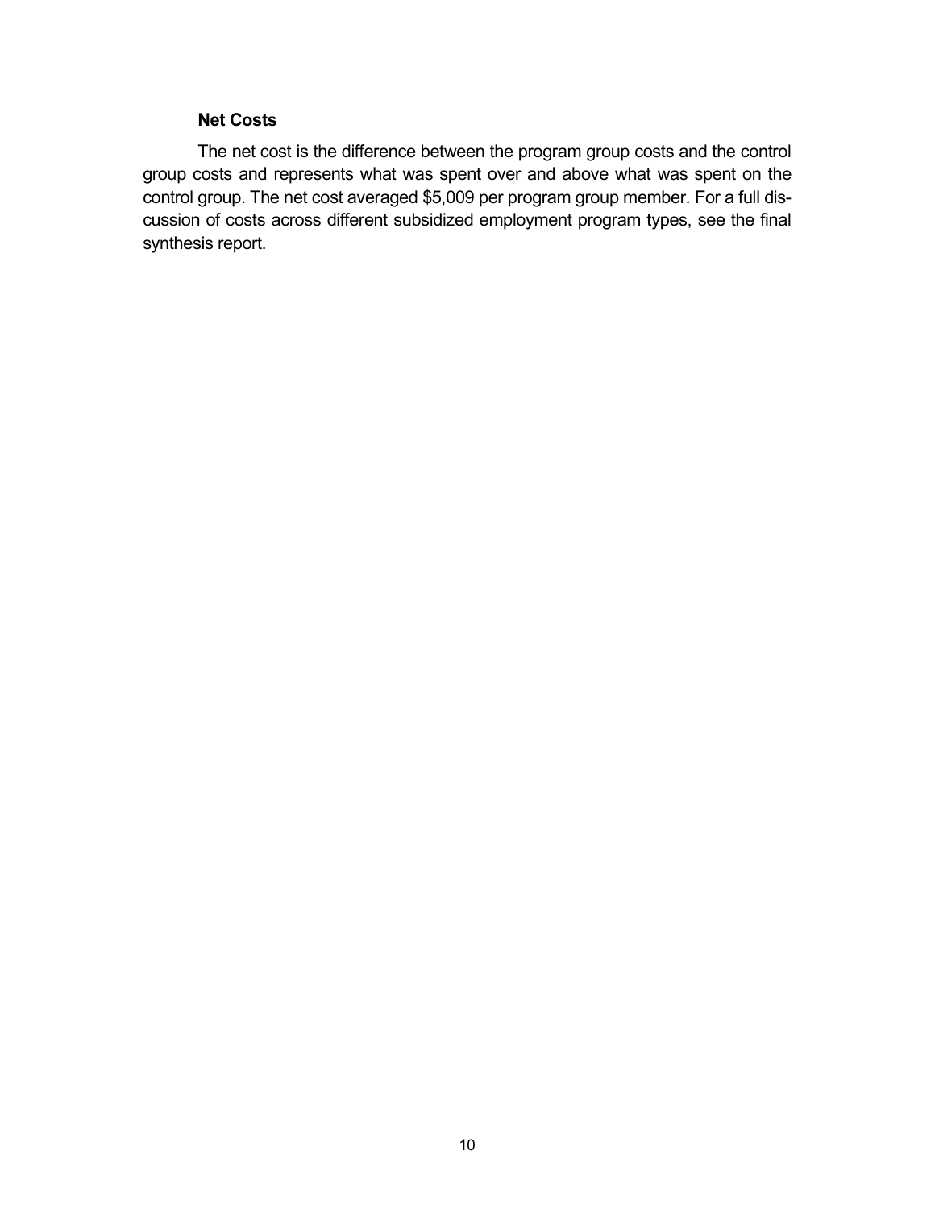### Net Costs

The net cost is the difference between the program group costs and the control group costs and represents what was spent over and above what was spent on the control group. The net cost averaged $5,009 per program group member. For a full discussion of costs across different subsidized employment program types, see the final synthesis report.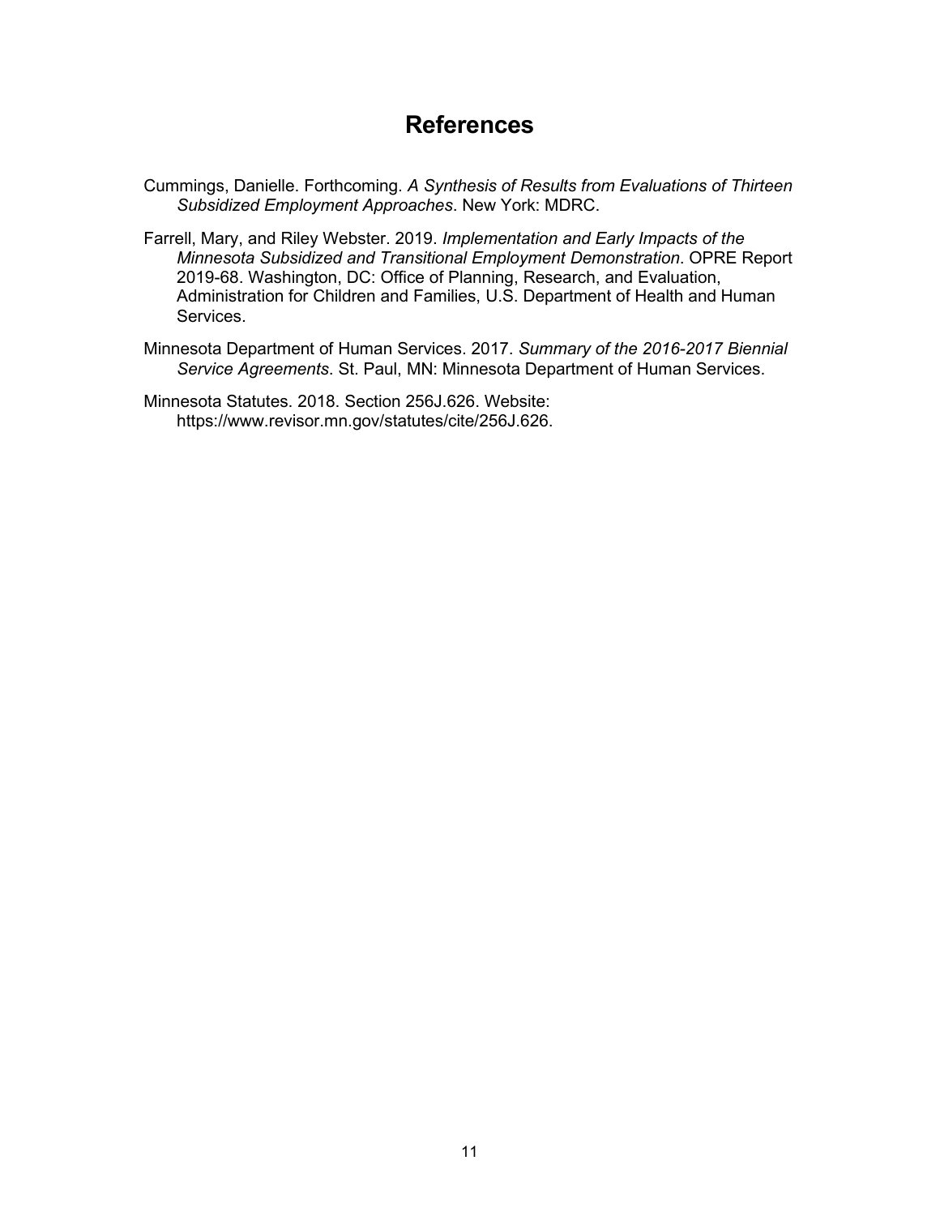# References

Cummings, Danielle. Forthcoming. *A Synthesis of Results from Evaluations of Thirteen Subsidized Employment Approaches*. New York: MDRC.

Farrell, Mary, and Riley Webster. 2019. *Implementation and Early Impacts of the Minnesota Subsidized and Transitional Employment Demonstration*. OPRE Report 2019-68. Washington, DC: Office of Planning, Research, and Evaluation, Administration for Children and Families, U.S. Department of Health and Human Services.

Minnesota Department of Human Services. 2017. *Summary of the 2016-2017 Biennial Service Agreements*. St. Paul, MN: Minnesota Department of Human Services.

Minnesota Statutes. 2018. Section 256J.626. Website: https://www.revisor.mn.gov/statutes/cite/256J.626.